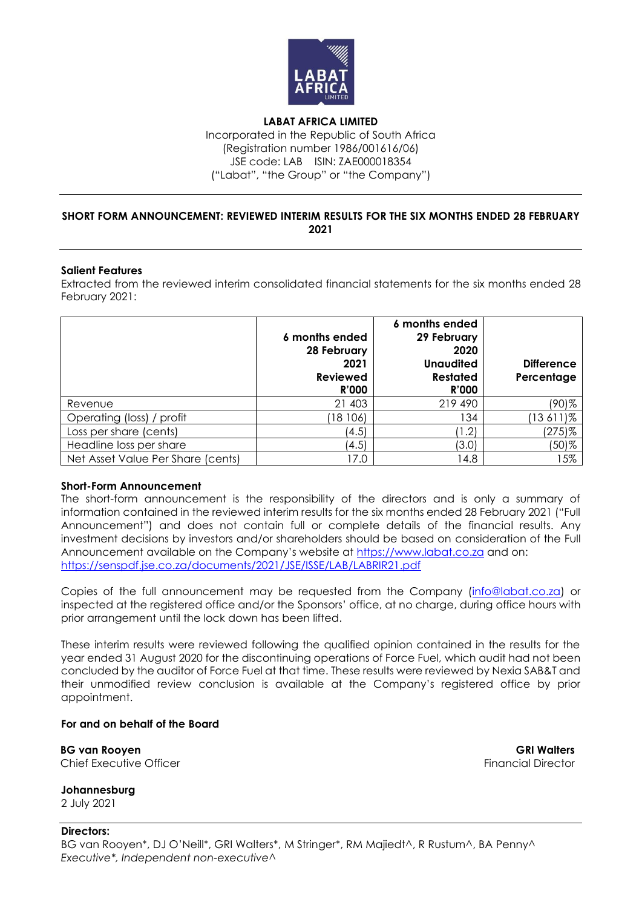**LABAT AFRICA LIMITED**
Incorporated in the Republic of South Africa
(Registration number 1986/001616/06)
JSE code: LAB ISIN: ZAE000018354
("Labat", "the Group" or "the Company")

---

**SHORT FORM ANNOUNCEMENT: REVIEWED INTERIM RESULTS FOR THE SIX MONTHS ENDED 28 FEBRUARY 2021**

---

**Salient Features**

Extracted from the reviewed interim consolidated financial statements for the six months ended 28 February 2021:

| | 6 months ended 28 February 2021 Reviewed R'000 | 6 months ended 29 February 2020 Unaudited Restated R'000 | Difference Percentage |
|---|---|---|---|
| Revenue | 21 403 | 219 490 | (90)% |
| Operating (loss) / profit | (18 106) | 134 | (13 611)% |
| Loss per share (cents) | (4.5) | (1.2) | (275)% |
| Headline loss per share | (4.5) | (3.0) | (50)% |
| Net Asset Value Per Share (cents) | 17.0 | 14.8 | 15% |

**Short-Form Announcement**

The short-form announcement is the responsibility of the directors and is only a summary of information contained in the reviewed interim results for the six months ended 28 February 2021 ("Full Announcement") and does not contain full or complete details of the financial results. Any investment decisions by investors and/or shareholders should be based on consideration of the Full Announcement available on the Company's website at https://www.labat.co.za and on: https://senspdf.jse.co.za/documents/2021/JSE/ISSE/LAB/LABRIR21.pdf

Copies of the full announcement may be requested from the Company (info@labat.co.za) or inspected at the registered office and/or the Sponsors' office, at no charge, during office hours with prior arrangement until the lock down has been lifted.

These interim results were reviewed following the qualified opinion contained in the results for the year ended 31 August 2020 for the discontinuing operations of Force Fuel, which audit had not been concluded by the auditor of Force Fuel at that time. These results were reviewed by Nexia SAB&T and their unmodified review conclusion is available at the Company's registered office by prior appointment.

**For and on behalf of the Board**

**BG van Rooyen**
Chief Executive Officer

**GRI Walters**
Financial Director

**Johannesburg**
2 July 2021

---

**Directors:**
BG van Rooyen*, DJ O'Neill*, GRI Walters*, M Stringer*, RM Majiedt^, R Rustum^, BA Penny^
*Executive*, Independent non-executive^*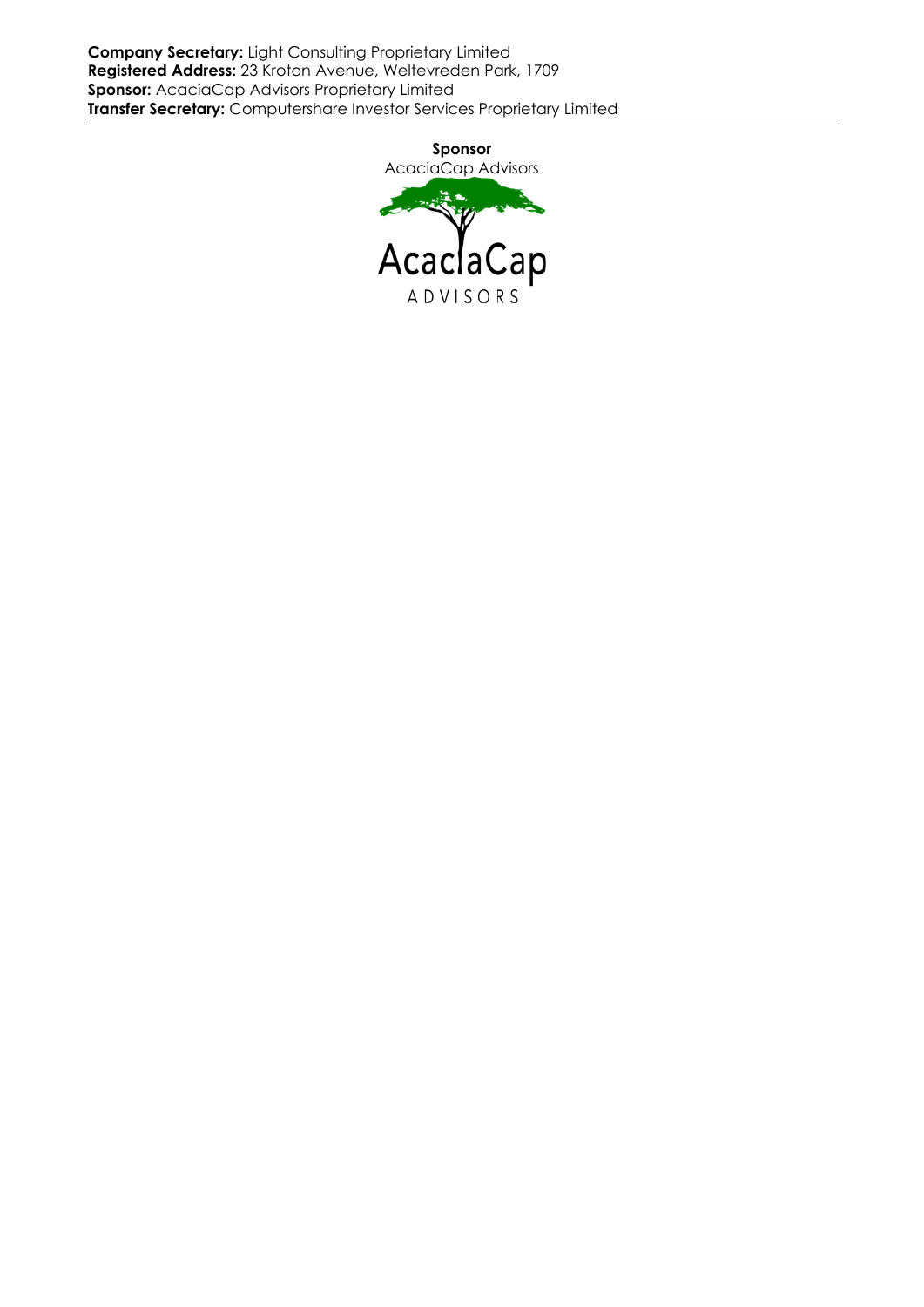**Company Secretary:** Light Consulting Proprietary Limited
**Registered Address:** 23 Kroton Avenue, Weltevreden Park, 1709
**Sponsor:** AcaciaCap Advisors Proprietary Limited
**Transfer Secretary:** Computershare Investor Services Proprietary Limited

**Sponsor**
AcaciaCap Advisors

AcaciaCap
ADVISORS